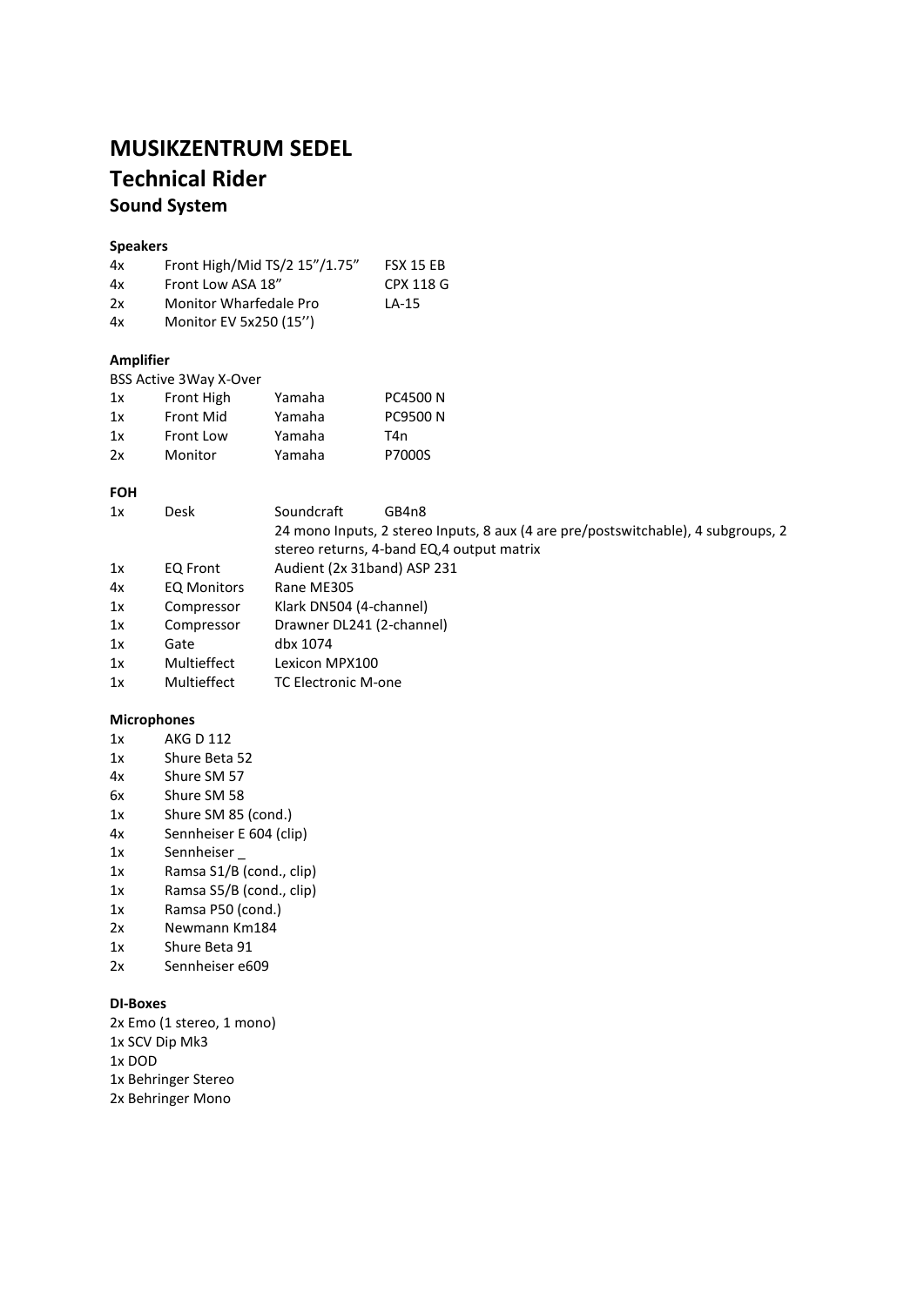# MUSIKZENTRUM SEDEL

## Technical Rider

### Sound System

**Speakers**

| | | |
|---|---|---|
| 4x | Front High/Mid TS/2 15"/1.75" | FSX 15 EB |
| 4x | Front Low ASA 18" | CPX 118 G |
| 2x | Monitor Wharfedale Pro | LA-15 |
| 4x | Monitor EV 5x250 (15'') | |

**Amplifier**

BSS Active 3Way X-Over

| | | | |
|---|---|---|---|
| 1x | Front High | Yamaha | PC4500 N |
| 1x | Front Mid | Yamaha | PC9500 N |
| 1x | Front Low | Yamaha | T4n |
| 2x | Monitor | Yamaha | P7000S |

**FOH**

| | | | |
|---|---|---|---|
| 1x | Desk | Soundcraft | GB4n8 |
| | | 24 mono Inputs, 2 stereo Inputs, 8 aux (4 are pre/postswitchable), 4 subgroups, 2 stereo returns, 4-band EQ,4 output matrix | |
| 1x | EQ Front | Audient (2x 31band) ASP 231 | |
| 4x | EQ Monitors | Rane ME305 | |
| 1x | Compressor | Klark DN504 (4-channel) | |
| 1x | Compressor | Drawner DL241 (2-channel) | |
| 1x | Gate | dbx 1074 | |
| 1x | Multieffect | Lexicon MPX100 | |
| 1x | Multieffect | TC Electronic M-one | |

**Microphones**

| | |
|---|---|
| 1x | AKG D 112 |
| 1x | Shure Beta 52 |
| 4x | Shure SM 57 |
| 6x | Shure SM 58 |
| 1x | Shure SM 85 (cond.) |
| 4x | Sennheiser E 604 (clip) |
| 1x | Sennheiser _ |
| 1x | Ramsa S1/B (cond., clip) |
| 1x | Ramsa S5/B (cond., clip) |
| 1x | Ramsa P50 (cond.) |
| 2x | Newmann Km184 |
| 1x | Shure Beta 91 |
| 2x | Sennheiser e609 |

**DI-Boxes**

2x Emo (1 stereo, 1 mono)
1x SCV Dip Mk3
1x DOD
1x Behringer Stereo
2x Behringer Mono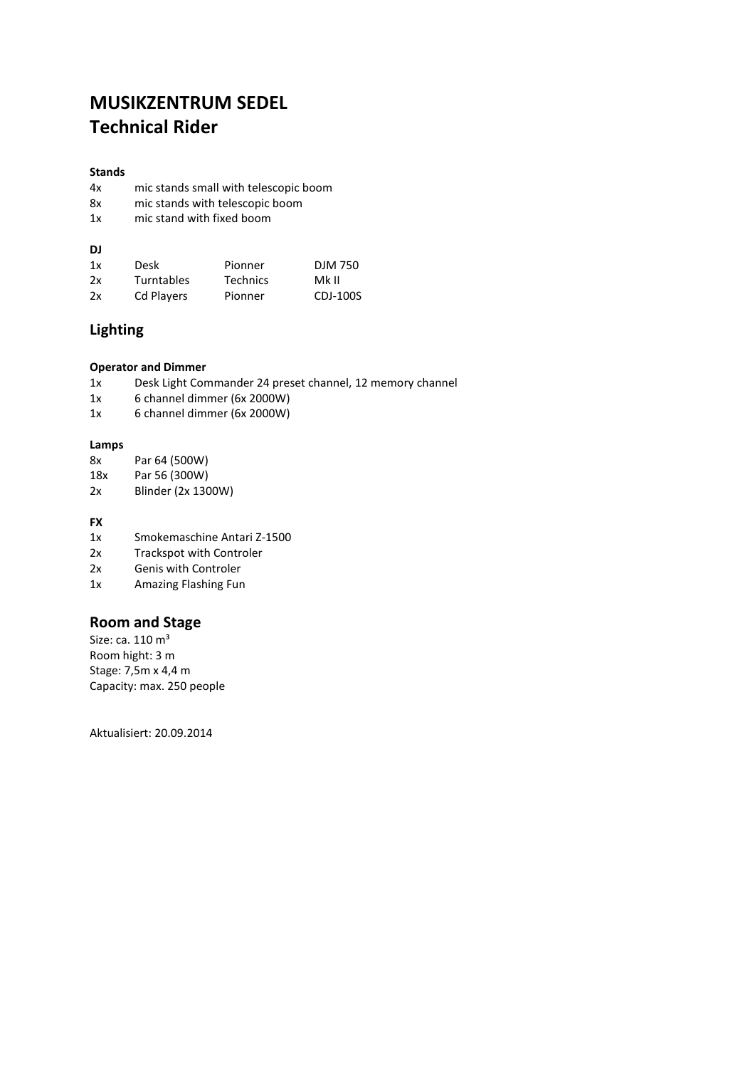# MUSIKZENTRUM SEDEL
# Technical Rider

**Stands**

| | |
|---|---|
| 4x | mic stands small with telescopic boom |
| 8x | mic stands with telescopic boom |
| 1x | mic stand with fixed boom |

**DJ**

| | | | |
|---|---|---|---|
| 1x | Desk | Pionner | DJM 750 |
| 2x | Turntables | Technics | Mk II |
| 2x | Cd Players | Pionner | CDJ-100S |

## Lighting

**Operator and Dimmer**

| | |
|---|---|
| 1x | Desk Light Commander 24 preset channel, 12 memory channel |
| 1x | 6 channel dimmer (6x 2000W) |
| 1x | 6 channel dimmer (6x 2000W) |

**Lamps**

| | |
|---|---|
| 8x | Par 64 (500W) |
| 18x | Par 56 (300W) |
| 2x | Blinder (2x 1300W) |

**FX**

| | |
|---|---|
| 1x | Smokemaschine Antari Z-1500 |
| 2x | Trackspot with Controler |
| 2x | Genis with Controler |
| 1x | Amazing Flashing Fun |

## Room and Stage

Size: ca. 110 m³
Room hight: 3 m
Stage: 7,5m x 4,4 m
Capacity: max. 250 people

Aktualisiert: 20.09.2014